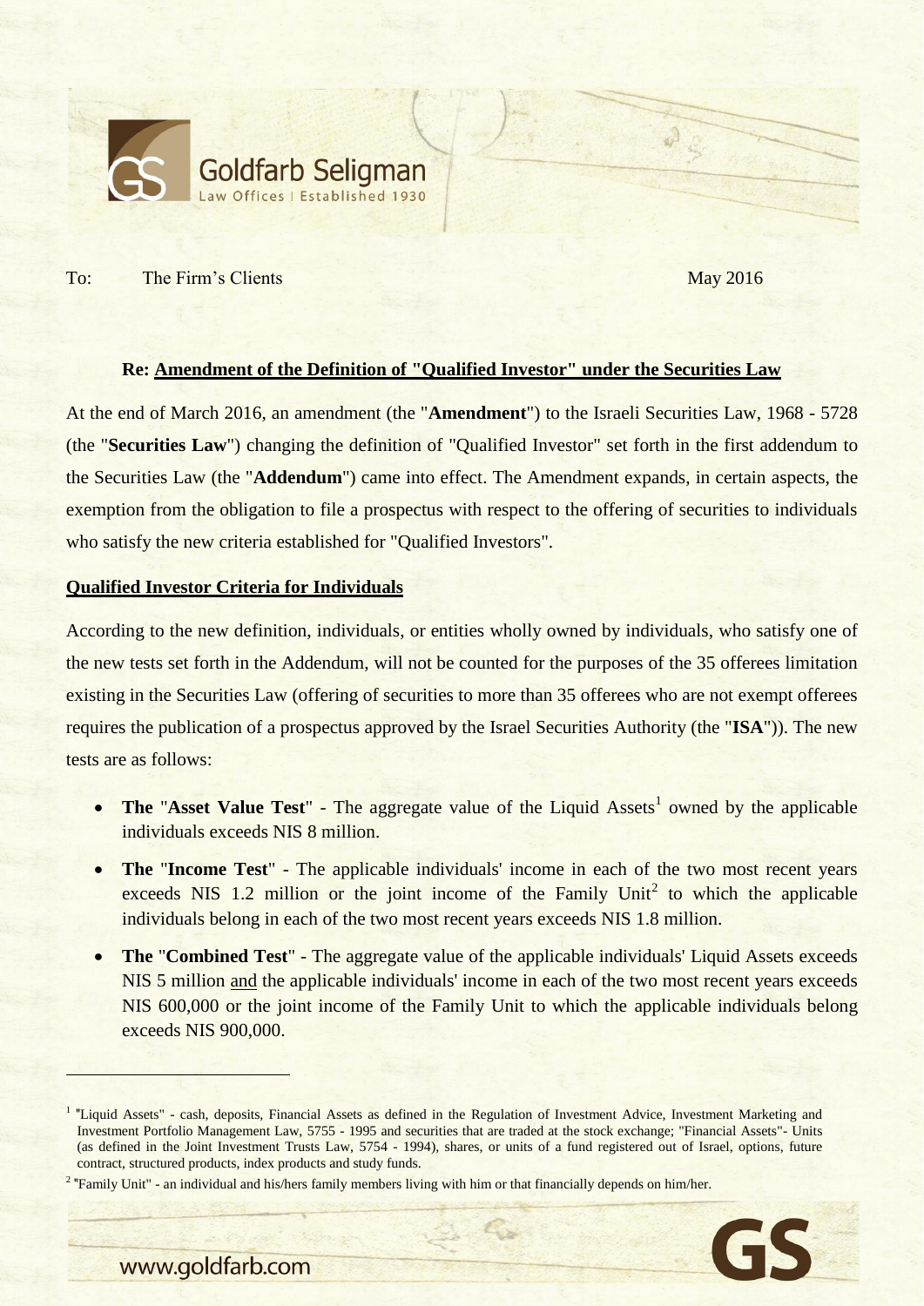To: The Firm's Clients May 2016

**Re: Amendment of the Definition of "Qualified Investor" under the Securities Law**

At the end of March 2016, an amendment (the "**Amendment**") to the Israeli Securities Law, 1968 - 5728 (the "**Securities Law**") changing the definition of "Qualified Investor" set forth in the first addendum to the Securities Law (the "**Addendum**") came into effect. The Amendment expands, in certain aspects, the exemption from the obligation to file a prospectus with respect to the offering of securities to individuals who satisfy the new criteria established for "Qualified Investors".

## Qualified Investor Criteria for Individuals

According to the new definition, individuals, or entities wholly owned by individuals, who satisfy one of the new tests set forth in the Addendum, will not be counted for the purposes of the 35 offerees limitation existing in the Securities Law (offering of securities to more than 35 offerees who are not exempt offerees requires the publication of a prospectus approved by the Israel Securities Authority (the "**ISA**")). The new tests are as follows:

- **The "Asset Value Test"** - The aggregate value of the Liquid Assets[1] owned by the applicable individuals exceeds NIS 8 million.
- **The "Income Test"** - The applicable individuals' income in each of the two most recent years exceeds NIS 1.2 million or the joint income of the Family Unit[2] to which the applicable individuals belong in each of the two most recent years exceeds NIS 1.8 million.
- **The "Combined Test"** - The aggregate value of the applicable individuals' Liquid Assets exceeds NIS 5 million and the applicable individuals' income in each of the two most recent years exceeds NIS 600,000 or the joint income of the Family Unit to which the applicable individuals belong exceeds NIS 900,000.

---

[1] "Liquid Assets" - cash, deposits, Financial Assets as defined in the Regulation of Investment Advice, Investment Marketing and Investment Portfolio Management Law, 5755 - 1995 and securities that are traded at the stock exchange; "Financial Assets"- Units (as defined in the Joint Investment Trusts Law, 5754 - 1994), shares, or units of a fund registered out of Israel, options, future contract, structured products, index products and study funds.

[2] "Family Unit" - an individual and his/hers family members living with him or that financially depends on him/her.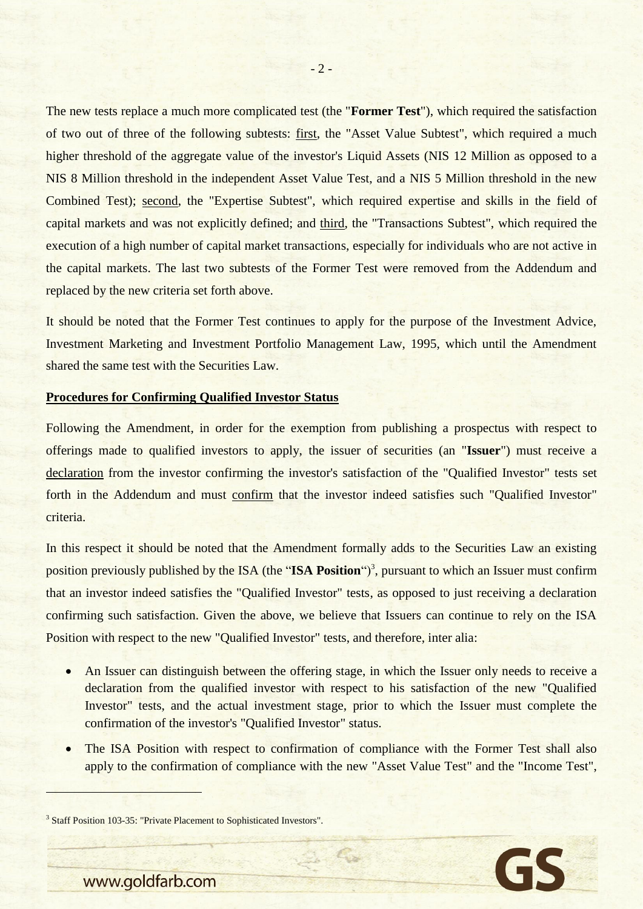The new tests replace a much more complicated test (the "**Former Test**"), which required the satisfaction of two out of three of the following subtests: first, the "Asset Value Subtest", which required a much higher threshold of the aggregate value of the investor's Liquid Assets (NIS 12 Million as opposed to a NIS 8 Million threshold in the independent Asset Value Test, and a NIS 5 Million threshold in the new Combined Test); second, the "Expertise Subtest", which required expertise and skills in the field of capital markets and was not explicitly defined; and third, the "Transactions Subtest", which required the execution of a high number of capital market transactions, especially for individuals who are not active in the capital markets. The last two subtests of the Former Test were removed from the Addendum and replaced by the new criteria set forth above.

It should be noted that the Former Test continues to apply for the purpose of the Investment Advice, Investment Marketing and Investment Portfolio Management Law, 1995, which until the Amendment shared the same test with the Securities Law.

**Procedures for Confirming Qualified Investor Status**

Following the Amendment, in order for the exemption from publishing a prospectus with respect to offerings made to qualified investors to apply, the issuer of securities (an "**Issuer**") must receive a declaration from the investor confirming the investor's satisfaction of the "Qualified Investor" tests set forth in the Addendum and must confirm that the investor indeed satisfies such "Qualified Investor" criteria.

In this respect it should be noted that the Amendment formally adds to the Securities Law an existing position previously published by the ISA (the "**ISA Position**")[3], pursuant to which an Issuer must confirm that an investor indeed satisfies the "Qualified Investor" tests, as opposed to just receiving a declaration confirming such satisfaction. Given the above, we believe that Issuers can continue to rely on the ISA Position with respect to the new "Qualified Investor" tests, and therefore, inter alia:

- An Issuer can distinguish between the offering stage, in which the Issuer only needs to receive a declaration from the qualified investor with respect to his satisfaction of the new "Qualified Investor" tests, and the actual investment stage, prior to which the Issuer must complete the confirmation of the investor's "Qualified Investor" status.
- The ISA Position with respect to confirmation of compliance with the Former Test shall also apply to the confirmation of compliance with the new "Asset Value Test" and the "Income Test",

[3] Staff Position 103-35: "Private Placement to Sophisticated Investors".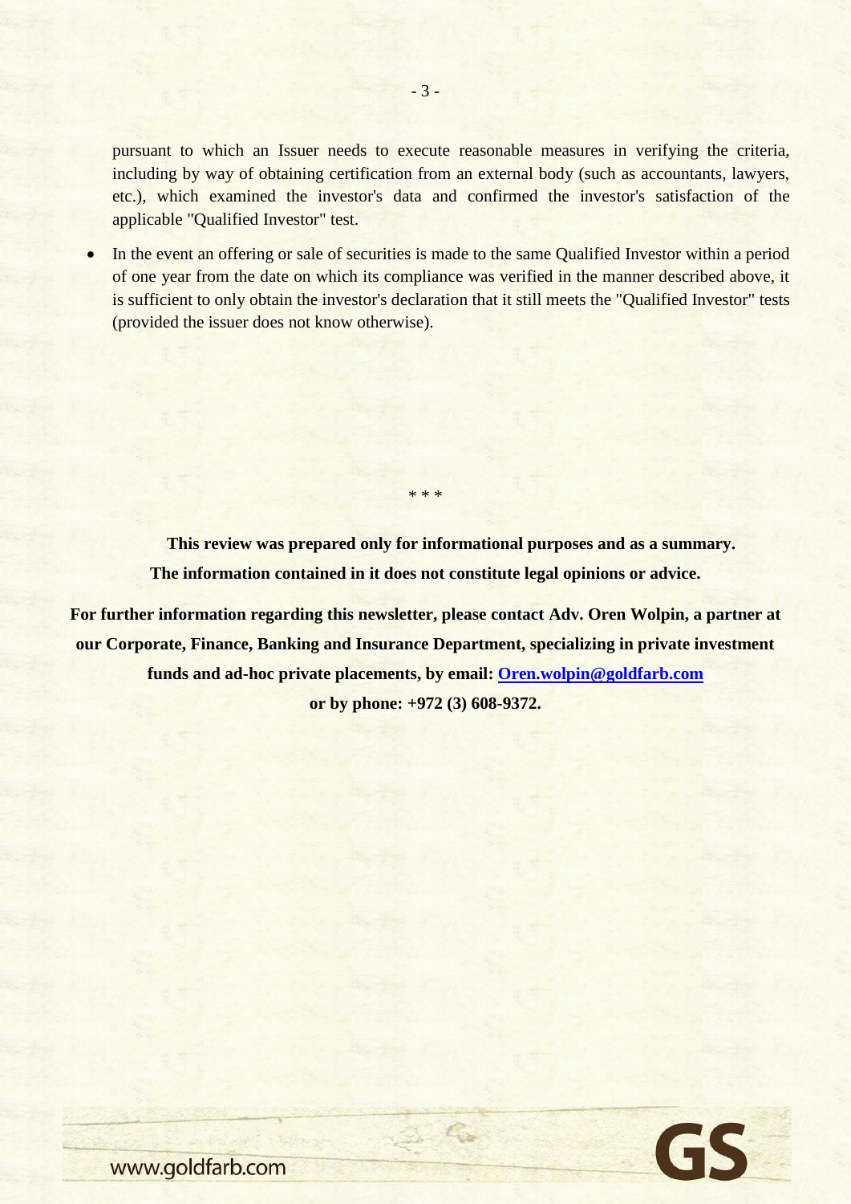pursuant to which an Issuer needs to execute reasonable measures in verifying the criteria, including by way of obtaining certification from an external body (such as accountants, lawyers, etc.), which examined the investor's data and confirmed the investor's satisfaction of the applicable "Qualified Investor" test.

- In the event an offering or sale of securities is made to the same Qualified Investor within a period of one year from the date on which its compliance was verified in the manner described above, it is sufficient to only obtain the investor's declaration that it still meets the "Qualified Investor" tests (provided the issuer does not know otherwise).

\* \* \*

**This review was prepared only for informational purposes and as a summary. The information contained in it does not constitute legal opinions or advice.**

**For further information regarding this newsletter, please contact Adv. Oren Wolpin, a partner at our Corporate, Finance, Banking and Insurance Department, specializing in private investment funds and ad-hoc private placements, by email: [Oren.wolpin@goldfarb.com](mailto:Oren.wolpin@goldfarb.com) or by phone: +972 (3) 608-9372.**